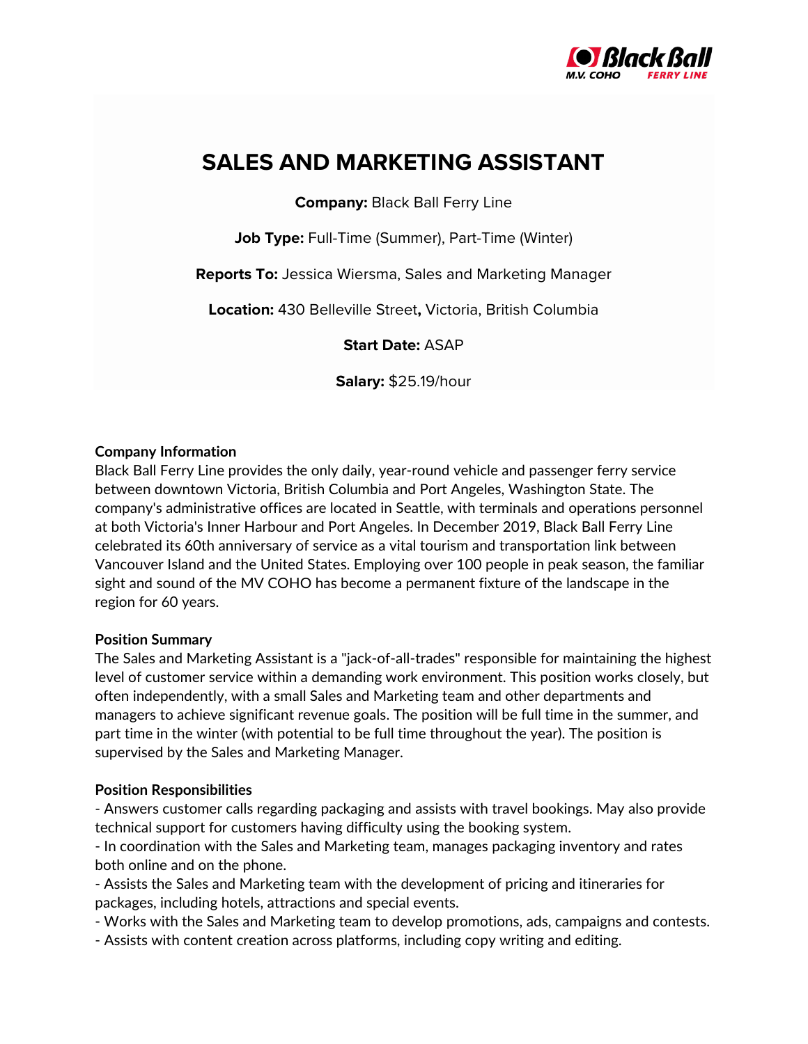# SALES AND MARKETING ASSISTANT

**Company:** Black Ball Ferry Line

**Job Type:** Full-Time (Summer), Part-Time (Winter)

**Reports To:** Jessica Wiersma, Sales and Marketing Manager

**Location:** 430 Belleville Street**,** Victoria, British Columbia

**Start Date:** ASAP

**Salary:** $25.19/hour

**Company Information**

Black Ball Ferry Line provides the only daily, year-round vehicle and passenger ferry service between downtown Victoria, British Columbia and Port Angeles, Washington State. The company's administrative offices are located in Seattle, with terminals and operations personnel at both Victoria's Inner Harbour and Port Angeles. In December 2019, Black Ball Ferry Line celebrated its 60th anniversary of service as a vital tourism and transportation link between Vancouver Island and the United States. Employing over 100 people in peak season, the familiar sight and sound of the MV COHO has become a permanent fixture of the landscape in the region for 60 years.

**Position Summary**

The Sales and Marketing Assistant is a "jack-of-all-trades" responsible for maintaining the highest level of customer service within a demanding work environment. This position works closely, but often independently, with a small Sales and Marketing team and other departments and managers to achieve significant revenue goals. The position will be full time in the summer, and part time in the winter (with potential to be full time throughout the year). The position is supervised by the Sales and Marketing Manager.

**Position Responsibilities**

- Answers customer calls regarding packaging and assists with travel bookings. May also provide technical support for customers having difficulty using the booking system.
- In coordination with the Sales and Marketing team, manages packaging inventory and rates both online and on the phone.
- Assists the Sales and Marketing team with the development of pricing and itineraries for packages, including hotels, attractions and special events.
- Works with the Sales and Marketing team to develop promotions, ads, campaigns and contests.
- Assists with content creation across platforms, including copy writing and editing.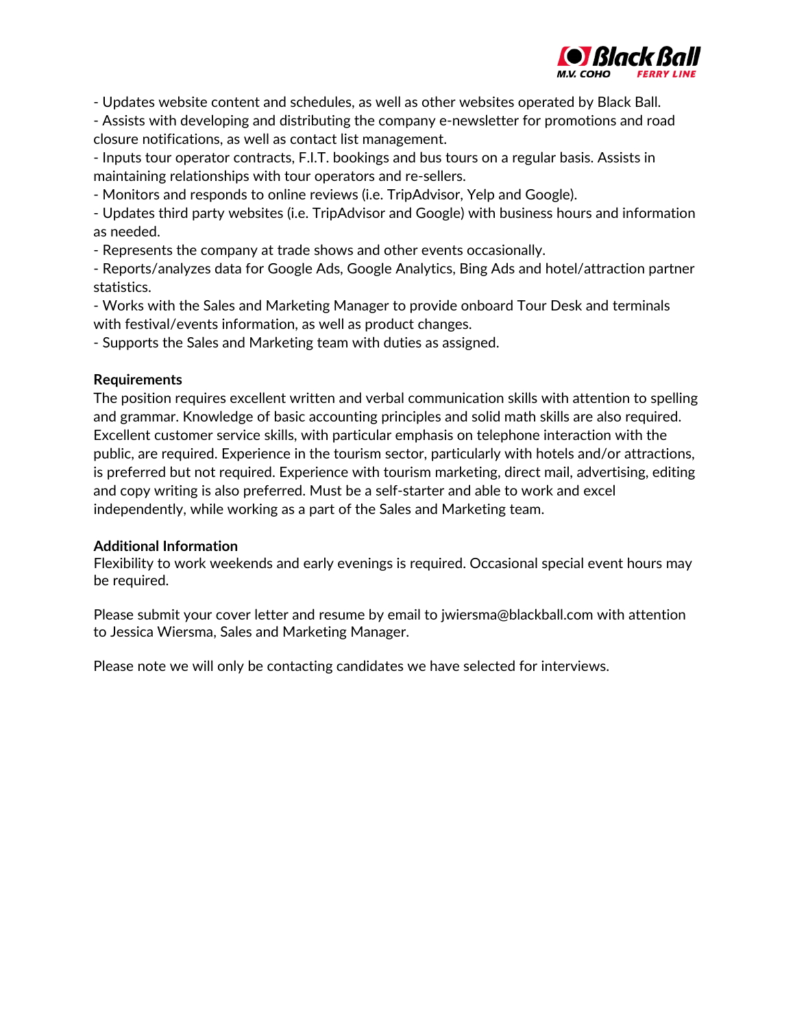- Updates website content and schedules, as well as other websites operated by Black Ball.
- Assists with developing and distributing the company e-newsletter for promotions and road closure notifications, as well as contact list management.
- Inputs tour operator contracts, F.I.T. bookings and bus tours on a regular basis. Assists in maintaining relationships with tour operators and re-sellers.
- Monitors and responds to online reviews (i.e. TripAdvisor, Yelp and Google).
- Updates third party websites (i.e. TripAdvisor and Google) with business hours and information as needed.
- Represents the company at trade shows and other events occasionally.
- Reports/analyzes data for Google Ads, Google Analytics, Bing Ads and hotel/attraction partner statistics.
- Works with the Sales and Marketing Manager to provide onboard Tour Desk and terminals with festival/events information, as well as product changes.
- Supports the Sales and Marketing team with duties as assigned.

**Requirements**

The position requires excellent written and verbal communication skills with attention to spelling and grammar. Knowledge of basic accounting principles and solid math skills are also required. Excellent customer service skills, with particular emphasis on telephone interaction with the public, are required. Experience in the tourism sector, particularly with hotels and/or attractions, is preferred but not required. Experience with tourism marketing, direct mail, advertising, editing and copy writing is also preferred. Must be a self-starter and able to work and excel independently, while working as a part of the Sales and Marketing team.

**Additional Information**

Flexibility to work weekends and early evenings is required. Occasional special event hours may be required.

Please submit your cover letter and resume by email to jwiersma@blackball.com with attention to Jessica Wiersma, Sales and Marketing Manager.

Please note we will only be contacting candidates we have selected for interviews.